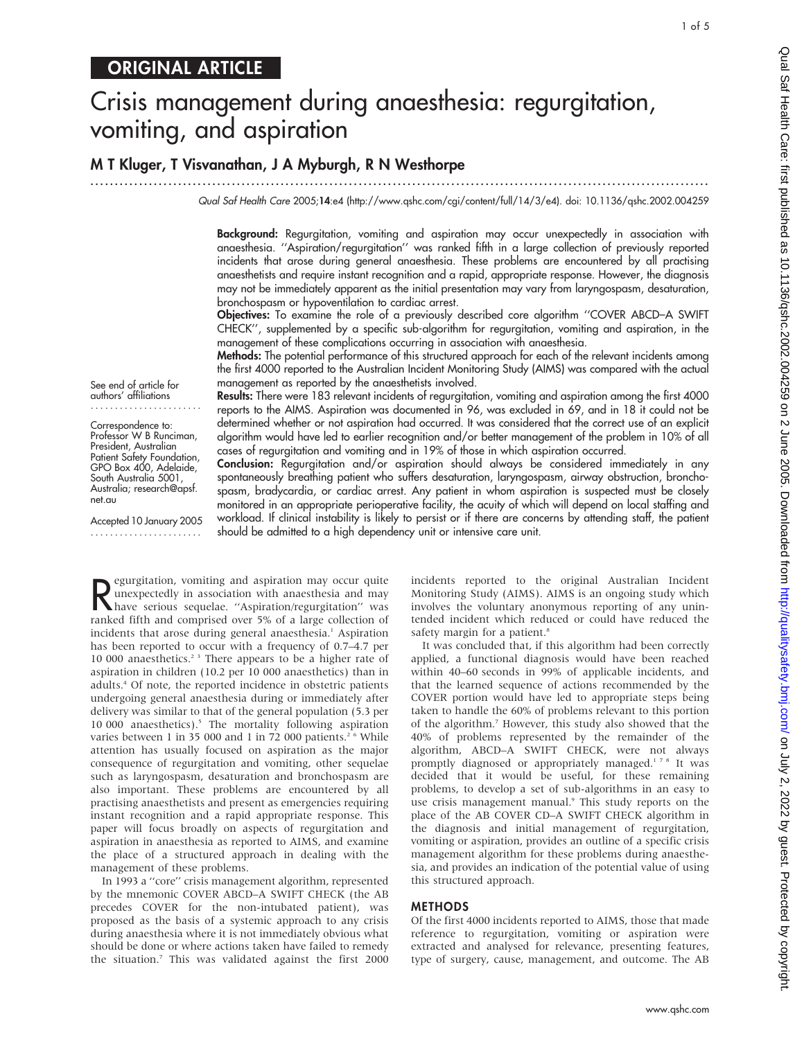ORIGINAL ARTICLE

# Crisis management during anaesthesia: regurgitation, vomiting, and aspiration

**M T Kluger, T Visvanathan, J A Myburgh, R N Westhorpe**

*Qual Saf Health Care* 2005;**14**:e4 (http://www.qshc.com/cgi/content/full/14/3/e4). doi: 10.1136/qshc.2002.004259

See end of article for authors' affiliations

Correspondence to: Professor W B Runciman, President, Australian Patient Safety Foundation, GPO Box 400, Adelaide, South Australia 5001, Australia; research@apsf.net.au

Accepted 10 January 2005

**Background:** Regurgitation, vomiting and aspiration may occur unexpectedly in association with anaesthesia. ''Aspiration/regurgitation'' was ranked fifth in a large collection of previously reported incidents that arose during general anaesthesia. These problems are encountered by all practising anaesthetists and require instant recognition and a rapid, appropriate response. However, the diagnosis may not be immediately apparent as the initial presentation may vary from laryngospasm, desaturation, bronchospasm or hypoventilation to cardiac arrest.

**Objectives:** To examine the role of a previously described core algorithm ''COVER ABCD–A SWIFT CHECK'', supplemented by a specific sub-algorithm for regurgitation, vomiting and aspiration, in the management of these complications occurring in association with anaesthesia.

**Methods:** The potential performance of this structured approach for each of the relevant incidents among the first 4000 reported to the Australian Incident Monitoring Study (AIMS) was compared with the actual management as reported by the anaesthetists involved.

**Results:** There were 183 relevant incidents of regurgitation, vomiting and aspiration among the first 4000 reports to the AIMS. Aspiration was documented in 96, was excluded in 69, and in 18 it could not be determined whether or not aspiration had occurred. It was considered that the correct use of an explicit algorithm would have led to earlier recognition and/or better management of the problem in 10% of all cases of regurgitation and vomiting and in 19% of those in which aspiration occurred.

**Conclusion:** Regurgitation and/or aspiration should always be considered immediately in any spontaneously breathing patient who suffers desaturation, laryngospasm, airway obstruction, bronchospasm, bradycardia, or cardiac arrest. Any patient in whom aspiration is suspected must be closely monitored in an appropriate perioperative facility, the acuity of which will depend on local staffing and workload. If clinical instability is likely to persist or if there are concerns by attending staff, the patient should be admitted to a high dependency unit or intensive care unit.

Regurgitation, vomiting and aspiration may occur quite unexpectedly in association with anaesthesia and may have serious sequelae. ''Aspiration/regurgitation'' was ranked fifth and comprised over 5% of a large collection of incidents that arose during general anaesthesia.[1] Aspiration has been reported to occur with a frequency of 0.7–4.7 per 10 000 anaesthetics.[2 3] There appears to be a higher rate of aspiration in children (10.2 per 10 000 anaesthetics) than in adults.[4] Of note, the reported incidence in obstetric patients undergoing general anaesthesia during or immediately after delivery was similar to that of the general population (5.3 per 10 000 anaesthetics).[5] The mortality following aspiration varies between 1 in 35 000 and 1 in 72 000 patients.[2 6] While attention has usually focused on aspiration as the major consequence of regurgitation and vomiting, other sequelae such as laryngospasm, desaturation and bronchospasm are also important. These problems are encountered by all practising anaesthetists and present as emergencies requiring instant recognition and a rapid appropriate response. This paper will focus broadly on aspects of regurgitation and aspiration in anaesthesia as reported to AIMS, and examine the place of a structured approach in dealing with the management of these problems.

In 1993 a ''core'' crisis management algorithm, represented by the mnemonic COVER ABCD–A SWIFT CHECK (the AB precedes COVER for the non-intubated patient), was proposed as the basis of a systemic approach to any crisis during anaesthesia where it is not immediately obvious what should be done or where actions taken have failed to remedy the situation.[7] This was validated against the first 2000 incidents reported to the original Australian Incident Monitoring Study (AIMS). AIMS is an ongoing study which involves the voluntary anonymous reporting of any unintended incident which reduced or could have reduced the safety margin for a patient.[8]

It was concluded that, if this algorithm had been correctly applied, a functional diagnosis would have been reached within 40–60 seconds in 99% of applicable incidents, and that the learned sequence of actions recommended by the COVER portion would have led to appropriate steps being taken to handle the 60% of problems relevant to this portion of the algorithm.[7] However, this study also showed that the 40% of problems represented by the remainder of the algorithm, ABCD–A SWIFT CHECK, were not always promptly diagnosed or appropriately managed.[1 7 8] It was decided that it would be useful, for these remaining problems, to develop a set of sub-algorithms in an easy to use crisis management manual.[9] This study reports on the place of the AB COVER CD–A SWIFT CHECK algorithm in the diagnosis and initial management of regurgitation, vomiting or aspiration, provides an outline of a specific crisis management algorithm for these problems during anaesthesia, and provides an indication of the potential value of using this structured approach.

## METHODS

Of the first 4000 incidents reported to AIMS, those that made reference to regurgitation, vomiting or aspiration were extracted and analysed for relevance, presenting features, type of surgery, cause, management, and outcome. The AB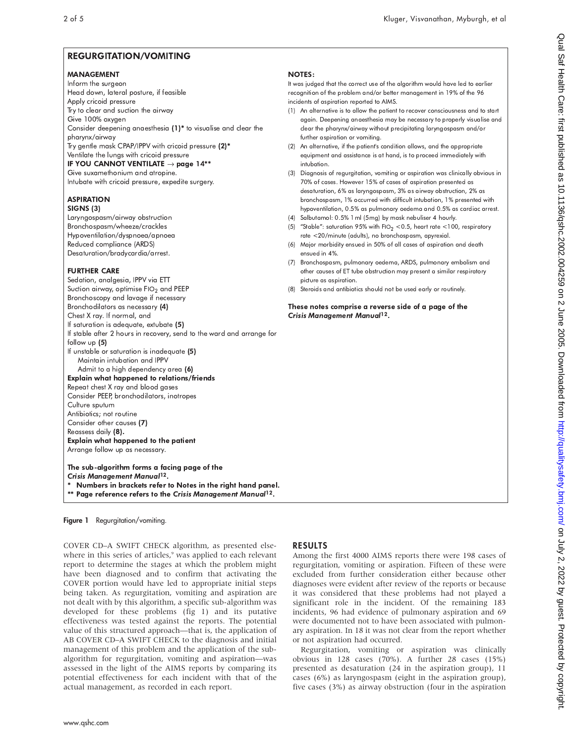## REGURGITATION/VOMITING

### MANAGEMENT

Inform the surgeon
Head down, lateral posture, if feasible
Apply cricoid pressure
Try to clear and suction the airway
Give 100% oxygen
Consider deepening anaesthesia **(1)*** to visualise and clear the pharynx/airway
Try gentle mask CPAP/IPPV with cricoid pressure **(2)***
Ventilate the lungs with cricoid pressure
**IF YOU CANNOT VENTILATE → page 14****
Give suxamethonium and atropine.
Intubate with cricoid pressure, expedite surgery.

### ASPIRATION

**SIGNS (3)**
Laryngospasm/airway obstruction
Bronchospasm/wheeze/crackles
Hypoventilation/dyspnoea/apnoea
Reduced compliance (ARDS)
Desaturation/bradycardia/arrest.

### FURTHER CARE

Sedation, analgesia, IPPV via ETT
Suction airway, optimise $FIO_2$ and PEEP
Bronchoscopy and lavage if necessary
Bronchodilators as necessary **(4)**
Chest X ray. If normal, and
If saturation is adequate, extubate **(5)**
If stable after 2 hours in recovery, send to the ward and arrange for follow up **(5)**
If unstable or saturation is inadequate **(5)**
  Maintain intubation and IPPV
  Admit to a high dependency area **(6)**
**Explain what happened to relations/friends**
Repeat chest X ray and blood gases
Consider PEEP, bronchodilators, inotropes
Culture sputum
Antibiotics; not routine
Consider other causes **(7)**
Reassess daily **(8)**.
**Explain what happened to the patient**
Arrange follow up as necessary.

**The sub-algorithm forms a facing page of the *Crisis Management Manual*[12].**
**\* Numbers in brackets refer to Notes in the right hand panel.**
**\*\* Page reference refers to the *Crisis Management Manual*[12].**

### NOTES:

It was judged that the correct use of the algorithm would have led to earlier recognition of the problem and/or better management in 19% of the 96 incidents of aspiration reported to AIMS.

(1) An alternative is to allow the patient to recover consciousness and to start again. Deepening anaesthesia may be necessary to properly visualise and clear the pharynx/airway without precipitating laryngospasm and/or further aspiration or vomiting.
(2) An alternative, if the patient's condition allows, and the appropriate equipment and assistance is at hand, is to proceed immediately with intubation.
(3) Diagnosis of regurgitation, vomiting or aspiration was clinically obvious in 70% of cases. However 15% of cases of aspiration presented as desaturation, 6% as laryngospasm, 3% as airway obstruction, 2% as bronchospasm, 1% occurred with difficult intubation, 1% presented with hypoventilation, 0.5% as pulmonary oedema and 0.5% as cardiac arrest.
(4) Salbutamol: 0.5% 1 ml (5mg) by mask nebuliser 4 hourly.
(5) "Stable": saturation 95% with $FIO_2$ <0.5, heart rate <100, respiratory rate <20/minute (adults), no bronchospasm, apyrexial.
(6) Major morbidity ensued in 50% of all cases of aspiration and death ensued in 4%.
(7) Bronchospasm, pulmonary oedema, ARDS, pulmonary embolism and other causes of ET tube obstruction may present a similar respiratory picture as aspiration.
(8) Steroids and antibiotics should not be used early or routinely.

**These notes comprise a reverse side of a page of the *Crisis Management Manual*[12].**

**Figure 1** Regurgitation/vomiting.

COVER CD–A SWIFT CHECK algorithm, as presented elsewhere in this series of articles,[9] was applied to each relevant report to determine the stages at which the problem might have been diagnosed and to confirm that activating the COVER portion would have led to appropriate initial steps being taken. As regurgitation, vomiting and aspiration are not dealt with by this algorithm, a specific sub-algorithm was developed for these problems (fig 1) and its putative effectiveness was tested against the reports. The potential value of this structured approach—that is, the application of AB COVER CD–A SWIFT CHECK to the diagnosis and initial management of this problem and the application of the sub-algorithm for regurgitation, vomiting and aspiration—was assessed in the light of the AIMS reports by comparing its potential effectiveness for each incident with that of the actual management, as recorded in each report.

## RESULTS

Among the first 4000 AIMS reports there were 198 cases of regurgitation, vomiting or aspiration. Fifteen of these were excluded from further consideration either because other diagnoses were evident after review of the reports or because it was considered that these problems had not played a significant role in the incident. Of the remaining 183 incidents, 96 had evidence of pulmonary aspiration and 69 were documented not to have been associated with pulmonary aspiration. In 18 it was not clear from the report whether or not aspiration had occurred.

Regurgitation, vomiting or aspiration was clinically obvious in 128 cases (70%). A further 28 cases (15%) presented as desaturation (24 in the aspiration group), 11 cases (6%) as laryngospasm (eight in the aspiration group), five cases (3%) as airway obstruction (four in the aspiration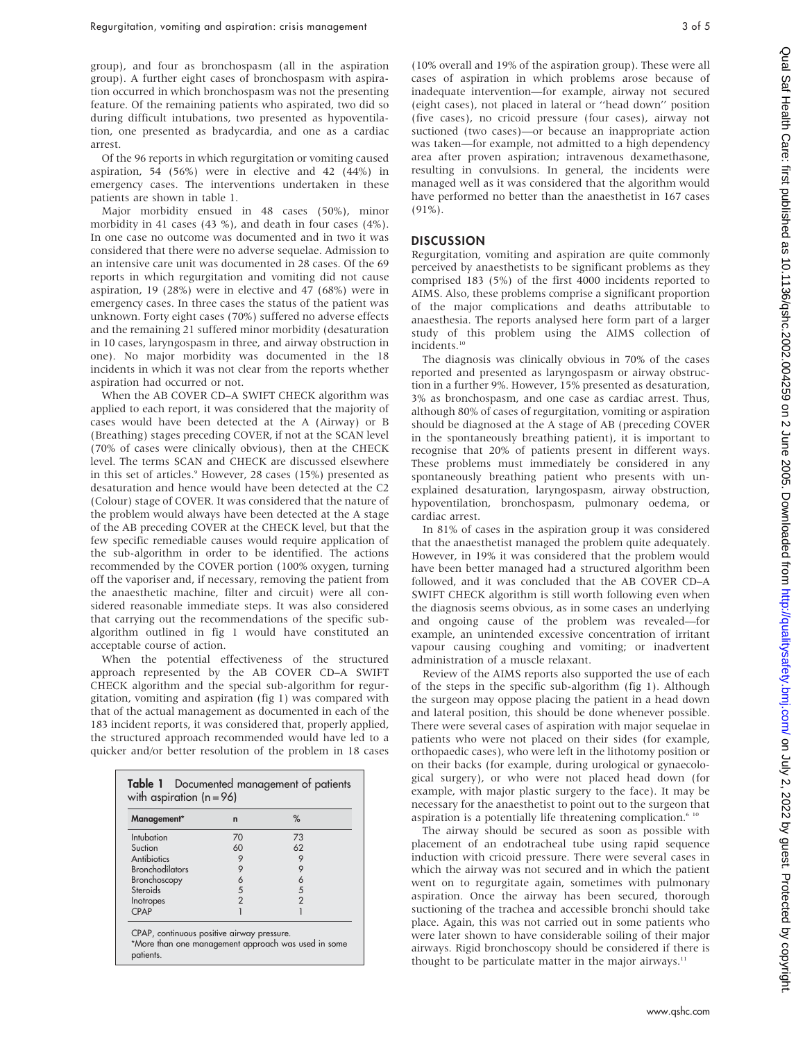group), and four as bronchospasm (all in the aspiration group). A further eight cases of bronchospasm with aspiration occurred in which bronchospasm was not the presenting feature. Of the remaining patients who aspirated, two did so during difficult intubations, two presented as hypoventilation, one presented as bradycardia, and one as a cardiac arrest.

Of the 96 reports in which regurgitation or vomiting caused aspiration, 54 (56%) were in elective and 42 (44%) in emergency cases. The interventions undertaken in these patients are shown in table 1.

Major morbidity ensued in 48 cases (50%), minor morbidity in 41 cases (43 %), and death in four cases (4%). In one case no outcome was documented and in two it was considered that there were no adverse sequelae. Admission to an intensive care unit was documented in 28 cases. Of the 69 reports in which regurgitation and vomiting did not cause aspiration, 19 (28%) were in elective and 47 (68%) were in emergency cases. In three cases the status of the patient was unknown. Forty eight cases (70%) suffered no adverse effects and the remaining 21 suffered minor morbidity (desaturation in 10 cases, laryngospasm in three, and airway obstruction in one). No major morbidity was documented in the 18 incidents in which it was not clear from the reports whether aspiration had occurred or not.

When the AB COVER CD–A SWIFT CHECK algorithm was applied to each report, it was considered that the majority of cases would have been detected at the A (Airway) or B (Breathing) stages preceding COVER, if not at the SCAN level (70% of cases were clinically obvious), then at the CHECK level. The terms SCAN and CHECK are discussed elsewhere in this set of articles.[9] However, 28 cases (15%) presented as desaturation and hence would have been detected at the C2 (Colour) stage of COVER. It was considered that the nature of the problem would always have been detected at the A stage of the AB preceding COVER at the CHECK level, but that the few specific remediable causes would require application of the sub-algorithm in order to be identified. The actions recommended by the COVER portion (100% oxygen, turning off the vaporiser and, if necessary, removing the patient from the anaesthetic machine, filter and circuit) were all considered reasonable immediate steps. It was also considered that carrying out the recommendations of the specific sub-algorithm outlined in fig 1 would have constituted an acceptable course of action.

When the potential effectiveness of the structured approach represented by the AB COVER CD–A SWIFT CHECK algorithm and the special sub-algorithm for regurgitation, vomiting and aspiration (fig 1) was compared with that of the actual management as documented in each of the 183 incident reports, it was considered that, properly applied, the structured approach recommended would have led to a quicker and/or better resolution of the problem in 18 cases

**Table 1** Documented management of patients with aspiration (n = 96)

| Management* | n | % |
|---|---|---|
| Intubation | 70 | 73 |
| Suction | 60 | 62 |
| Antibiotics | 9 | 9 |
| Bronchodilators | 9 | 9 |
| Bronchoscopy | 6 | 6 |
| Steroids | 5 | 5 |
| Inotropes | 2 | 2 |
| CPAP | 1 | 1 |

CPAP, continuous positive airway pressure.
*More than one management approach was used in some patients.

(10% overall and 19% of the aspiration group). These were all cases of aspiration in which problems arose because of inadequate intervention—for example, airway not secured (eight cases), not placed in lateral or "head down" position (five cases), no cricoid pressure (four cases), airway not suctioned (two cases)—or because an inappropriate action was taken—for example, not admitted to a high dependency area after proven aspiration; intravenous dexamethasone, resulting in convulsions. In general, the incidents were managed well as it was considered that the algorithm would have performed no better than the anaesthetist in 167 cases (91%).

## DISCUSSION

Regurgitation, vomiting and aspiration are quite commonly perceived by anaesthetists to be significant problems as they comprised 183 (5%) of the first 4000 incidents reported to AIMS. Also, these problems comprise a significant proportion of the major complications and deaths attributable to anaesthesia. The reports analysed here form part of a larger study of this problem using the AIMS collection of incidents.[10]

The diagnosis was clinically obvious in 70% of the cases reported and presented as laryngospasm or airway obstruction in a further 9%. However, 15% presented as desaturation, 3% as bronchospasm, and one case as cardiac arrest. Thus, although 80% of cases of regurgitation, vomiting or aspiration should be diagnosed at the A stage of AB (preceding COVER in the spontaneously breathing patient), it is important to recognise that 20% of patients present in different ways. These problems must immediately be considered in any spontaneously breathing patient who presents with unexplained desaturation, laryngospasm, airway obstruction, hypoventilation, bronchospasm, pulmonary oedema, or cardiac arrest.

In 81% of cases in the aspiration group it was considered that the anaesthetist managed the problem quite adequately. However, in 19% it was considered that the problem would have been better managed had a structured algorithm been followed, and it was concluded that the AB COVER CD–A SWIFT CHECK algorithm is still worth following even when the diagnosis seems obvious, as in some cases an underlying and ongoing cause of the problem was revealed—for example, an unintended excessive concentration of irritant vapour causing coughing and vomiting; or inadvertent administration of a muscle relaxant.

Review of the AIMS reports also supported the use of each of the steps in the specific sub-algorithm (fig 1). Although the surgeon may oppose placing the patient in a head down and lateral position, this should be done whenever possible. There were several cases of aspiration with major sequelae in patients who were not placed on their sides (for example, orthopaedic cases), who were left in the lithotomy position or on their backs (for example, during urological or gynaecological surgery), or who were not placed head down (for example, with major plastic surgery to the face). It may be necessary for the anaesthetist to point out to the surgeon that aspiration is a potentially life threatening complication.[6,10]

The airway should be secured as soon as possible with placement of an endotracheal tube using rapid sequence induction with cricoid pressure. There were several cases in which the airway was not secured and in which the patient went on to regurgitate again, sometimes with pulmonary aspiration. Once the airway has been secured, thorough suctioning of the trachea and accessible bronchi should take place. Again, this was not carried out in some patients who were later shown to have considerable soiling of their major airways. Rigid bronchoscopy should be considered if there is thought to be particulate matter in the major airways.[11]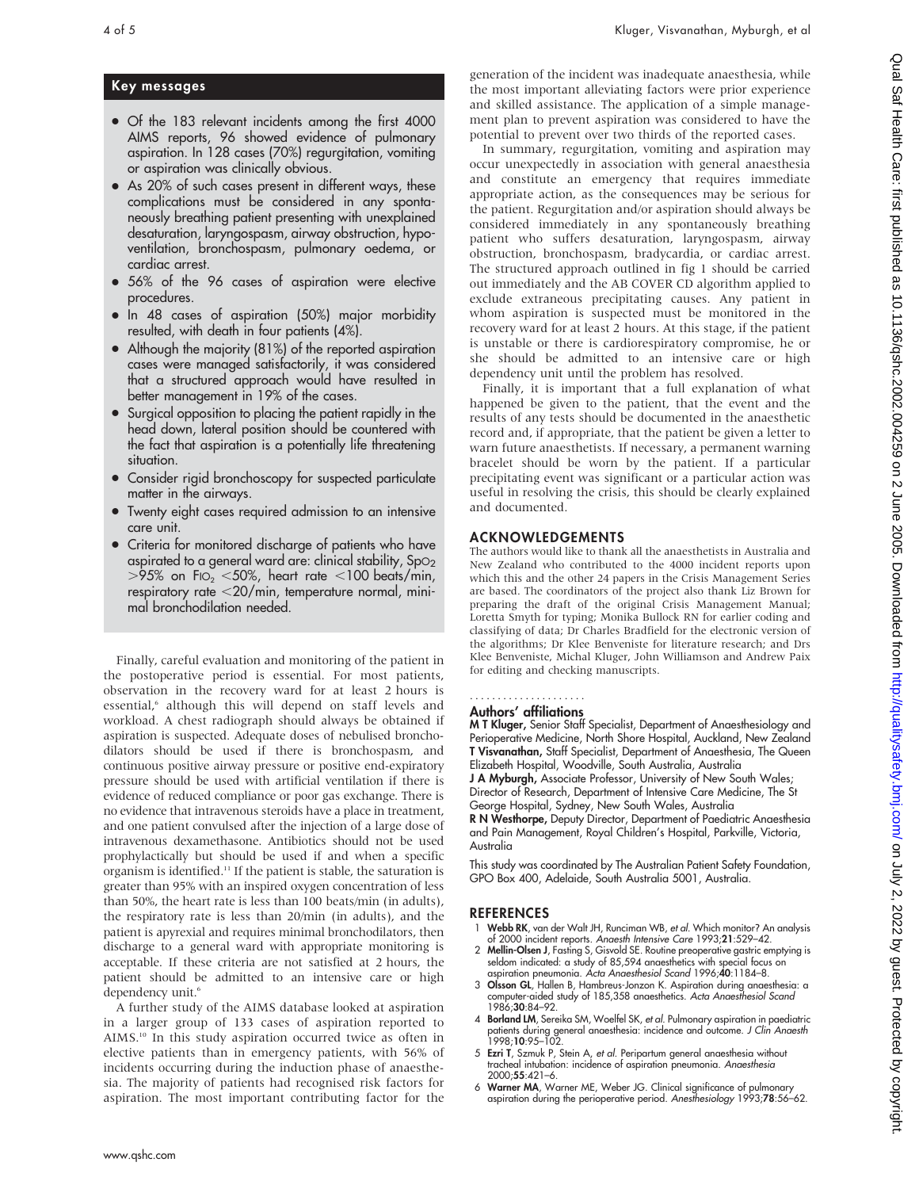## Key messages

- Of the 183 relevant incidents among the first 4000 AIMS reports, 96 showed evidence of pulmonary aspiration. In 128 cases (70%) regurgitation, vomiting or aspiration was clinically obvious.
- As 20% of such cases present in different ways, these complications must be considered in any spontaneously breathing patient presenting with unexplained desaturation, laryngospasm, airway obstruction, hypoventilation, bronchospasm, pulmonary oedema, or cardiac arrest.
- 56% of the 96 cases of aspiration were elective procedures.
- In 48 cases of aspiration (50%) major morbidity resulted, with death in four patients (4%).
- Although the majority (81%) of the reported aspiration cases were managed satisfactorily, it was considered that a structured approach would have resulted in better management in 19% of the cases.
- Surgical opposition to placing the patient rapidly in the head down, lateral position should be countered with the fact that aspiration is a potentially life threatening situation.
- Consider rigid bronchoscopy for suspected particulate matter in the airways.
- Twenty eight cases required admission to an intensive care unit.
- Criteria for monitored discharge of patients who have aspirated to a general ward are: clinical stability, $SpO_2$ >95% on $FIO_2$ <50%, heart rate <100 beats/min, respiratory rate <20/min, temperature normal, minimal bronchodilatation needed.

Finally, careful evaluation and monitoring of the patient in the postoperative period is essential. For most patients, observation in the recovery ward for at least 2 hours is essential,[6] although this will depend on staff levels and workload. A chest radiograph should always be obtained if aspiration is suspected. Adequate doses of nebulised bronchodilators should be used if there is bronchospasm, and continuous positive airway pressure or positive end-expiratory pressure should be used with artificial ventilation if there is evidence of reduced compliance or poor gas exchange. There is no evidence that intravenous steroids have a place in treatment, and one patient convulsed after the injection of a large dose of intravenous dexamethasone. Antibiotics should not be used prophylactically but should be used if and when a specific organism is identified.[11] If the patient is stable, the saturation is greater than 95% with an inspired oxygen concentration of less than 50%, the heart rate is less than 100 beats/min (in adults), the respiratory rate is less than 20/min (in adults), and the patient is apyrexial and requires minimal bronchodilators, then discharge to a general ward with appropriate monitoring is acceptable. If these criteria are not satisfied at 2 hours, the patient should be admitted to an intensive care or high dependency unit.[6]

A further study of the AIMS database looked at aspiration in a larger group of 133 cases of aspiration reported to AIMS.[10] In this study aspiration occurred twice as often in elective patients than in emergency patients, with 56% of incidents occurring during the induction phase of anaesthesia. The majority of patients had recognised risk factors for aspiration. The most important contributing factor for the generation of the incident was inadequate anaesthesia, while the most important alleviating factors were prior experience and skilled assistance. The application of a simple management plan to prevent aspiration was considered to have the potential to prevent over two thirds of the reported cases.

In summary, regurgitation, vomiting and aspiration may occur unexpectedly in association with general anaesthesia and constitute an emergency that requires immediate appropriate action, as the consequences may be serious for the patient. Regurgitation and/or aspiration should always be considered immediately in any spontaneously breathing patient who suffers desaturation, laryngospasm, airway obstruction, bronchospasm, bradycardia, or cardiac arrest. The structured approach outlined in fig 1 should be carried out immediately and the AB COVER CD algorithm applied to exclude extraneous precipitating causes. Any patient in whom aspiration is suspected must be monitored in the recovery ward for at least 2 hours. At this stage, if the patient is unstable or there is cardiorespiratory compromise, he or she should be admitted to an intensive care or high dependency unit until the problem has resolved.

Finally, it is important that a full explanation of what happened be given to the patient, that the event and the results of any tests should be documented in the anaesthetic record and, if appropriate, that the patient be given a letter to warn future anaesthetists. If necessary, a permanent warning bracelet should be worn by the patient. If a particular precipitating event was significant or a particular action was useful in resolving the crisis, this should be clearly explained and documented.

## ACKNOWLEDGEMENTS

The authors would like to thank all the anaesthetists in Australia and New Zealand who contributed to the 4000 incident reports upon which this and the other 24 papers in the Crisis Management Series are based. The coordinators of the project also thank Liz Brown for preparing the draft of the original Crisis Management Manual; Loretta Smyth for typing; Monika Bullock RN for earlier coding and classifying of data; Dr Charles Bradfield for the electronic version of the algorithms; Dr Klee Benveniste for literature research; and Drs Klee Benveniste, Michal Kluger, John Williamson and Andrew Paix for editing and checking manuscripts.

### Authors' affiliations

**M T Kluger,** Senior Staff Specialist, Department of Anaesthesiology and Perioperative Medicine, North Shore Hospital, Auckland, New Zealand
**T Visvanathan,** Staff Specialist, Department of Anaesthesia, The Queen Elizabeth Hospital, Woodville, South Australia, Australia
**J A Myburgh,** Associate Professor, University of New South Wales; Director of Research, Department of Intensive Care Medicine, The St George Hospital, Sydney, New South Wales, Australia
**R N Westhorpe,** Deputy Director, Department of Paediatric Anaesthesia and Pain Management, Royal Children's Hospital, Parkville, Victoria, Australia

This study was coordinated by The Australian Patient Safety Foundation, GPO Box 400, Adelaide, South Australia 5001, Australia.

## REFERENCES

1. **Webb RK**, van der Walt JH, Runciman WB, *et al*. Which monitor? An analysis of 2000 incident reports. *Anaesth Intensive Care* 1993;**21**:529–42.
2. **Mellin-Olsen J**, Fasting S, Gisvold SE. Routine preoperative gastric emptying is seldom indicated: a study of 85,594 anaesthetics with special focus on aspiration pneumonia. *Acta Anaesthesiol Scand* 1996;**40**:1184–8.
3. **Olsson GL**, Hallen B, Hambreus-Jonzon K. Aspiration during anaesthesia: a computer-aided study of 185,358 anaesthetics. *Acta Anaesthesiol Scand* 1986;**30**:84–92.
4. **Borland LM**, Sereika SM, Woelfel SK, *et al*. Pulmonary aspiration in paediatric patients during general anaesthesia: incidence and outcome. *J Clin Anaesth* 1998;**10**:95–102.
5. **Ezri T**, Szmuk P, Stein A, *et al*. Peripartum general anaesthesia without tracheal intubation: incidence of aspiration pneumonia. *Anaesthesia* 2000;**55**:421–6.
6. **Warner MA**, Warner ME, Weber JG. Clinical significance of pulmonary aspiration during the perioperative period. *Anesthesiology* 1993;**78**:56–62.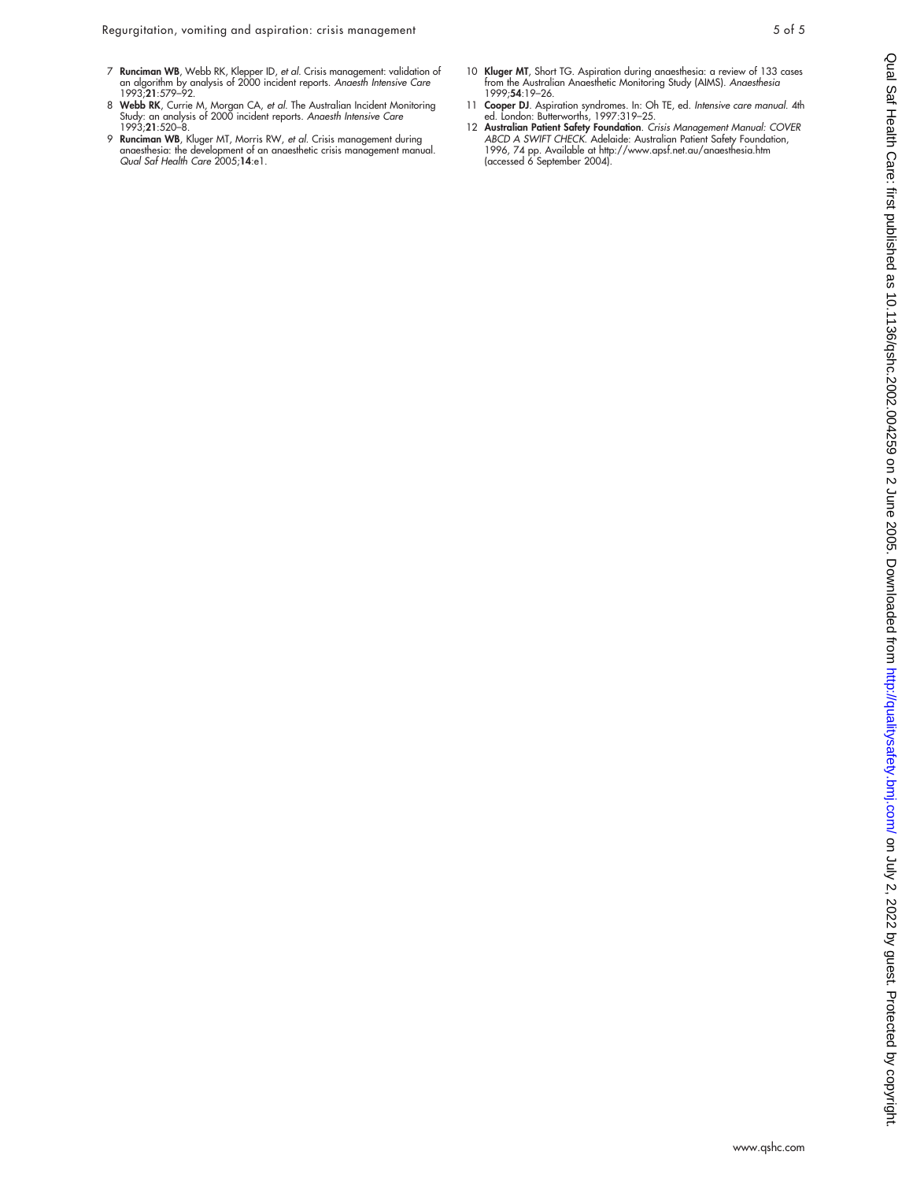7 **Runciman WB**, Webb RK, Klepper ID, *et al*. Crisis management: validation of an algorithm by analysis of 2000 incident reports. *Anaesth Intensive Care* 1993;**21**:579–92.

8 **Webb RK**, Currie M, Morgan CA, *et al*. The Australian Incident Monitoring Study: an analysis of 2000 incident reports. *Anaesth Intensive Care* 1993;**21**:520–8.

9 **Runciman WB**, Kluger MT, Morris RW, *et al*. Crisis management during anaesthesia: the development of an anaesthetic crisis management manual. *Qual Saf Health Care* 2005;**14**:e1.

10 **Kluger MT**, Short TG. Aspiration during anaesthesia: a review of 133 cases from the Australian Anaesthetic Monitoring Study (AIMS). *Anaesthesia* 1999;**54**:19–26.

11 **Cooper DJ**. Aspiration syndromes. In: Oh TE, ed. *Intensive care manual*. 4th ed. London: Butterworths, 1997:319–25.

12 **Australian Patient Safety Foundation**. *Crisis Management Manual: COVER ABCD A SWIFT CHECK*. Adelaide: Australian Patient Safety Foundation, 1996, 74 pp. Available at http://www.apsf.net.au/anaesthesia.htm (accessed 6 September 2004).